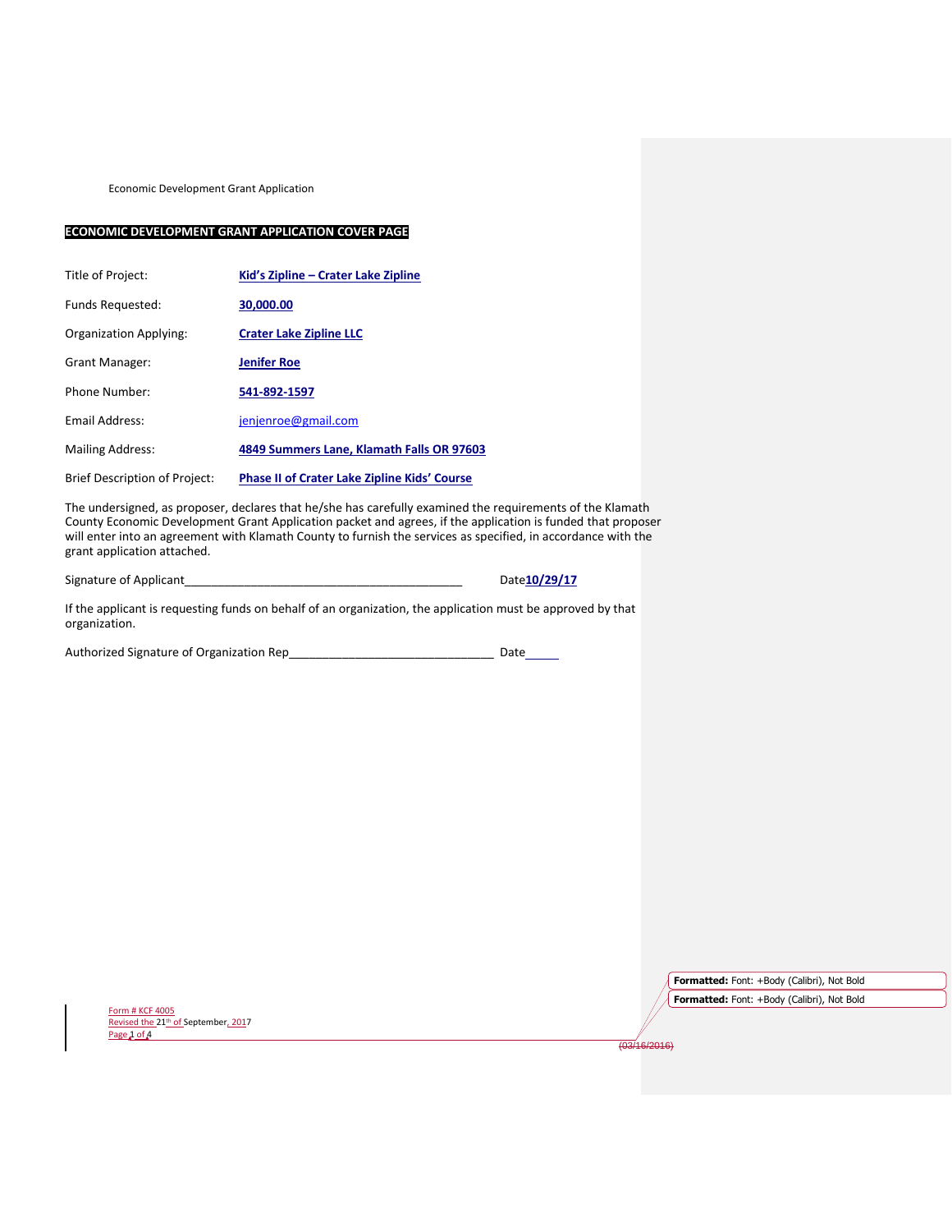Economic Development Grant Application

# ECONOMIC DEVELOPMENT GRANT APPLICATION COVER PAGE

| | |
|---|---|
| Title of Project: | **Kid's Zipline – Crater Lake Zipline** |
| Funds Requested: | **30,000.00** |
| Organization Applying: | **Crater Lake Zipline LLC** |
| Grant Manager: | **Jenifer Roe** |
| Phone Number: | **541-892-1597** |
| Email Address: | jenjenroe@gmail.com |
| Mailing Address: | **4849 Summers Lane, Klamath Falls OR 97603** |
| Brief Description of Project: | **Phase II of Crater Lake Zipline Kids' Course** |

The undersigned, as proposer, declares that he/she has carefully examined the requirements of the Klamath County Economic Development Grant Application packet and agrees, if the application is funded that proposer will enter into an agreement with Klamath County to furnish the services as specified, in accordance with the grant application attached.

Signature of Applicant___________________________________________ Date**10/29/17**

If the applicant is requesting funds on behalf of an organization, the application must be approved by that organization.

Authorized Signature of Organization Rep________________________________ Date_____

Form # KCF 4005
Revised the 21th of September, 2017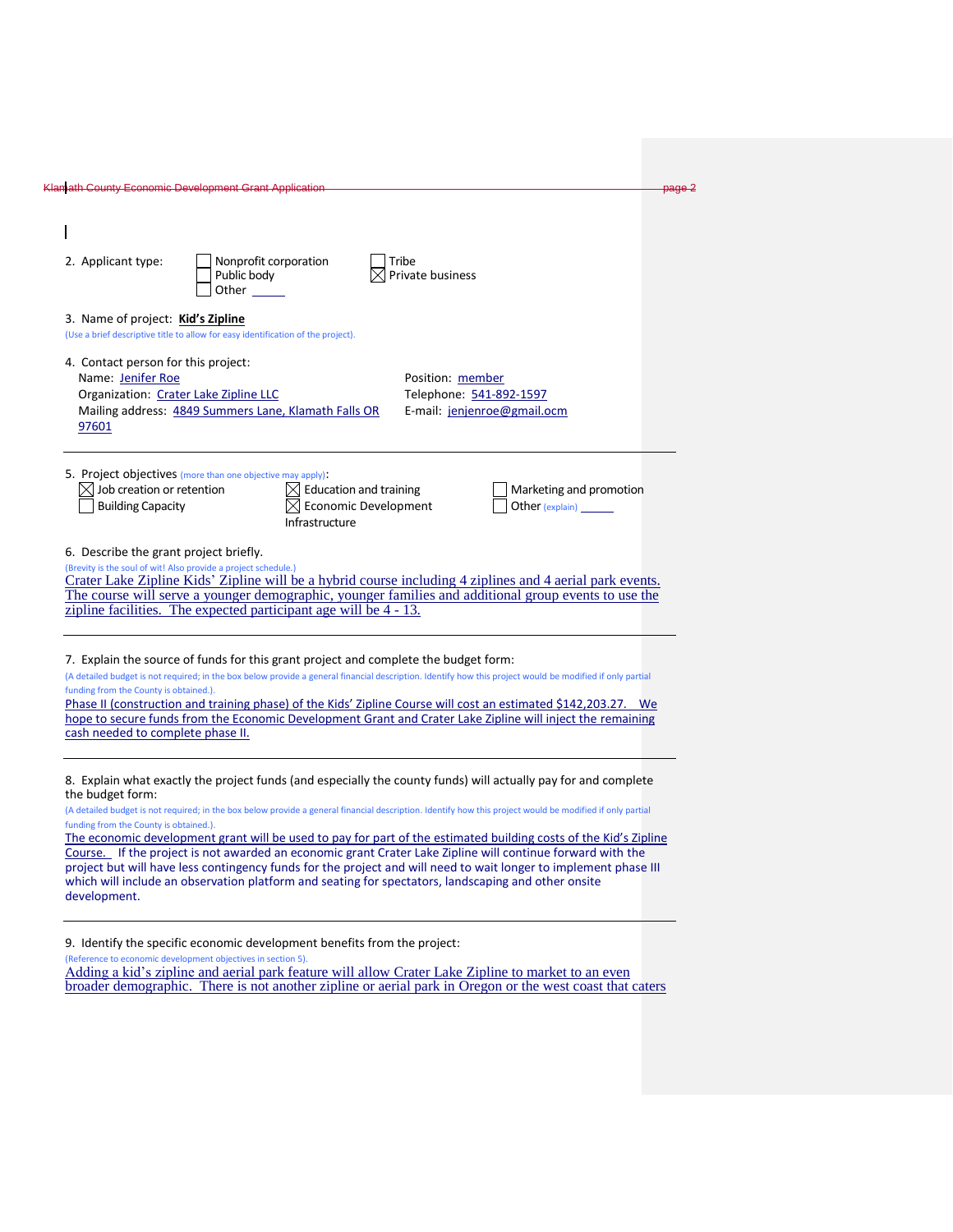2. Applicant type:

- [ ] Nonprofit corporation
- [ ] Public body
- [ ] Other ____
- [ ] Tribe
- [x] Private business

3. Name of project: **Kid's Zipline**

(Use a brief descriptive title to allow for easy identification of the project).

4. Contact person for this project:

Name: Jenifer Roe

Organization: Crater Lake Zipline LLC

Mailing address: 4849 Summers Lane, Klamath Falls OR 97601

Position: member

Telephone: 541-892-1597

E-mail: jenjenroe@gmail.ocm

---

5. Project objectives (more than one objective may apply):

- [x] Job creation or retention
- [ ] Building Capacity
- [x] Education and training
- [x] Economic Development Infrastructure
- [ ] Marketing and promotion
- [ ] Other (explain) ____

6. Describe the grant project briefly.

(Brevity is the soul of wit! Also provide a project schedule.)

Crater Lake Zipline Kids' Zipline will be a hybrid course including 4 ziplines and 4 aerial park events. The course will serve a younger demographic, younger families and additional group events to use the zipline facilities. The expected participant age will be 4 - 13.

---

7. Explain the source of funds for this grant project and complete the budget form:

(A detailed budget is not required; in the box below provide a general financial description. Identify how this project would be modified if only partial funding from the County is obtained.).

Phase II (construction and training phase) of the Kids' Zipline Course will cost an estimated $142,203.27. We hope to secure funds from the Economic Development Grant and Crater Lake Zipline will inject the remaining cash needed to complete phase II.

---

8. Explain what exactly the project funds (and especially the county funds) will actually pay for and complete the budget form:

(A detailed budget is not required; in the box below provide a general financial description. Identify how this project would be modified if only partial funding from the County is obtained.).

The economic development grant will be used to pay for part of the estimated building costs of the Kid's Zipline Course. If the project is not awarded an economic grant Crater Lake Zipline will continue forward with the project but will have less contingency funds for the project and will need to wait longer to implement phase III which will include an observation platform and seating for spectators, landscaping and other onsite development.

---

9. Identify the specific economic development benefits from the project:

(Reference to economic development objectives in section 5).

Adding a kid's zipline and aerial park feature will allow Crater Lake Zipline to market to an even broader demographic. There is not another zipline or aerial park in Oregon or the west coast that caters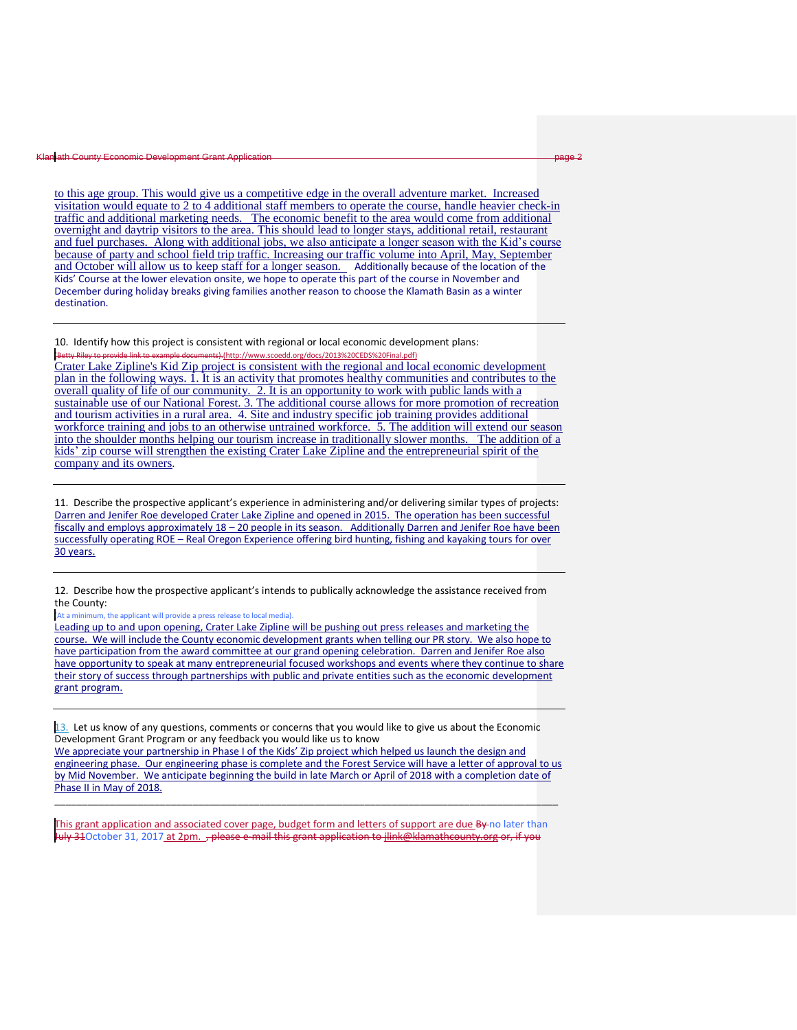to this age group. This would give us a competitive edge in the overall adventure market. Increased visitation would equate to 2 to 4 additional staff members to operate the course, handle heavier check-in traffic and additional marketing needs. The economic benefit to the area would come from additional overnight and daytrip visitors to the area. This should lead to longer stays, additional retail, restaurant and fuel purchases. Along with additional jobs, we also anticipate a longer season with the Kid's course because of party and school field trip traffic. Increasing our traffic volume into April, May, September and October will allow us to keep staff for a longer season. Additionally because of the location of the Kids' Course at the lower elevation onsite, we hope to operate this part of the course in November and December during holiday breaks giving families another reason to choose the Klamath Basin as a winter destination.

---

10. Identify how this project is consistent with regional or local economic development plans:

~~(Betty Riley to provide link to example documents)~~ (http://www.scoedd.org/docs/2013%20CEDS%20Final.pdf)

Crater Lake Zipline's Kid Zip project is consistent with the regional and local economic development plan in the following ways. 1. It is an activity that promotes healthy communities and contributes to the overall quality of life of our community. 2. It is an opportunity to work with public lands with a sustainable use of our National Forest. 3. The additional course allows for more promotion of recreation and tourism activities in a rural area. 4. Site and industry specific job training provides additional workforce training and jobs to an otherwise untrained workforce. 5. The addition will extend our season into the shoulder months helping our tourism increase in traditionally slower months. The addition of a kids' zip course will strengthen the existing Crater Lake Zipline and the entrepreneurial spirit of the company and its owners.

---

11. Describe the prospective applicant's experience in administering and/or delivering similar types of projects:

Darren and Jenifer Roe developed Crater Lake Zipline and opened in 2015. The operation has been successful fiscally and employs approximately 18 – 20 people in its season. Additionally Darren and Jenifer Roe have been successfully operating ROE – Real Oregon Experience offering bird hunting, fishing and kayaking tours for over 30 years.

---

12. Describe how the prospective applicant's intends to publically acknowledge the assistance received from the County:

(At a minimum, the applicant will provide a press release to local media).

Leading up to and upon opening, Crater Lake Zipline will be pushing out press releases and marketing the course. We will include the County economic development grants when telling our PR story. We also hope to have participation from the award committee at our grand opening celebration. Darren and Jenifer Roe also have opportunity to speak at many entrepreneurial focused workshops and events where they continue to share their story of success through partnerships with public and private entities such as the economic development grant program.

---

13. Let us know of any questions, comments or concerns that you would like to give us about the Economic Development Grant Program or any feedback you would like us to know

We appreciate your partnership in Phase I of the Kids' Zip project which helped us launch the design and engineering phase. Our engineering phase is complete and the Forest Service will have a letter of approval to us by Mid November. We anticipate beginning the build in late March or April of 2018 with a completion date of Phase II in May of 2018.

---

This grant application and associated cover page, budget form and letters of support are due ~~By~~ no later than ~~July 31~~October 31, 2017 at 2pm. ~~, please e-mail this grant application to jlink@klamathcounty.org or, if you~~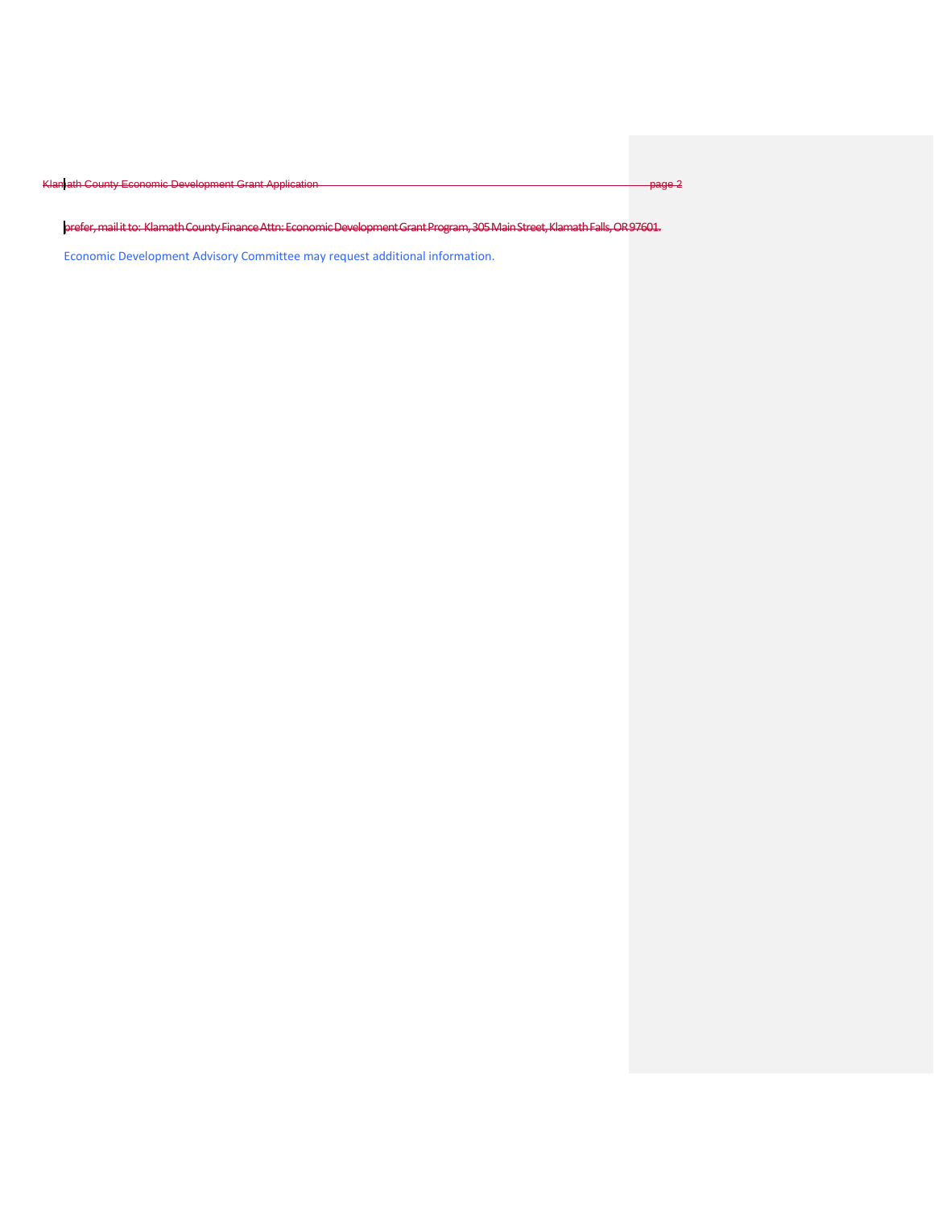prefer, mail it to: Klamath County Finance Attn: Economic Development Grant Program, 305 Main Street, Klamath Falls, OR 97601.

Economic Development Advisory Committee may request additional information.